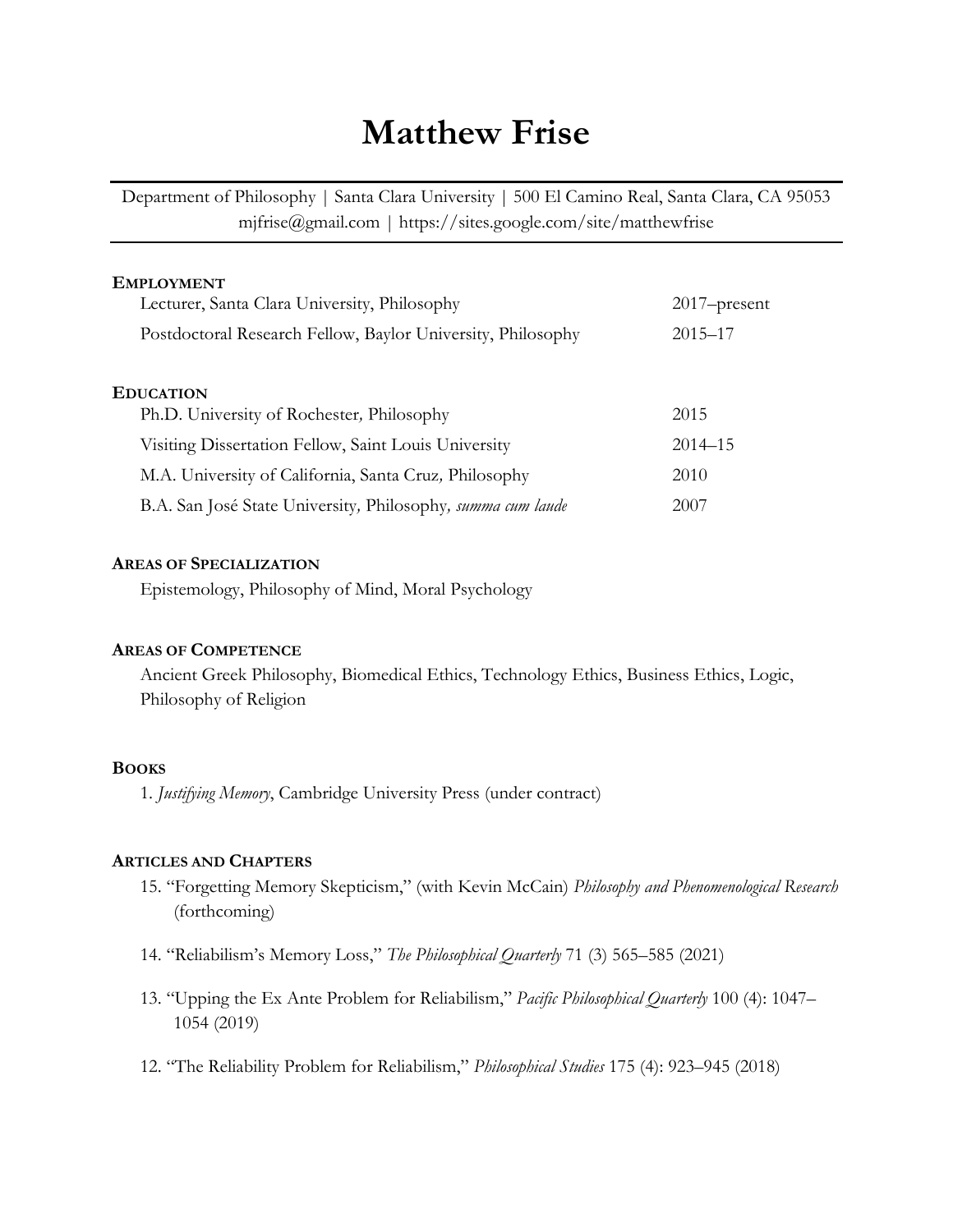# Matthew Frise

Department of Philosophy | Santa Clara University | 500 El Camino Real, Santa Clara, CA 95053
mjfrise@gmail.com | https://sites.google.com/site/matthewfrise

## EMPLOYMENT

| | |
|---|---|
| Lecturer, Santa Clara University, Philosophy | 2017–present |
| Postdoctoral Research Fellow, Baylor University, Philosophy | 2015–17 |

## EDUCATION

| | |
|---|---|
| Ph.D. University of Rochester, Philosophy | 2015 |
| Visiting Dissertation Fellow, Saint Louis University | 2014–15 |
| M.A. University of California, Santa Cruz, Philosophy | 2010 |
| B.A. San José State University, Philosophy, *summa cum laude* | 2007 |

## AREAS OF SPECIALIZATION

Epistemology, Philosophy of Mind, Moral Psychology

## AREAS OF COMPETENCE

Ancient Greek Philosophy, Biomedical Ethics, Technology Ethics, Business Ethics, Logic, Philosophy of Religion

## BOOKS

1. *Justifying Memory*, Cambridge University Press (under contract)

## ARTICLES AND CHAPTERS

15. "Forgetting Memory Skepticism," (with Kevin McCain) *Philosophy and Phenomenological Research* (forthcoming)

14. "Reliabilism's Memory Loss," *The Philosophical Quarterly* 71 (3) 565–585 (2021)

13. "Upping the Ex Ante Problem for Reliabilism," *Pacific Philosophical Quarterly* 100 (4): 1047–1054 (2019)

12. "The Reliability Problem for Reliabilism," *Philosophical Studies* 175 (4): 923–945 (2018)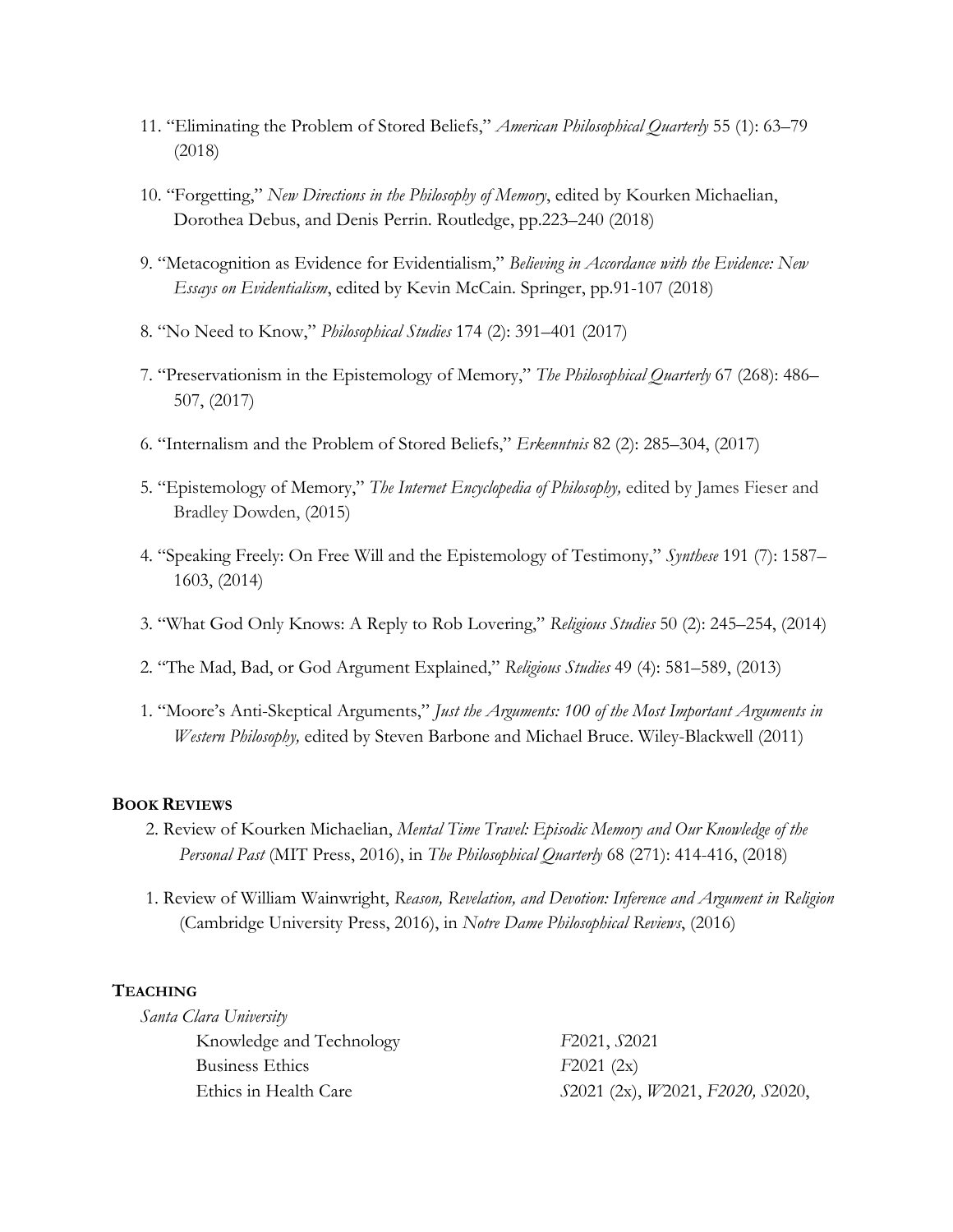11. "Eliminating the Problem of Stored Beliefs," *American Philosophical Quarterly* 55 (1): 63–79 (2018)

10. "Forgetting," *New Directions in the Philosophy of Memory*, edited by Kourken Michaelian, Dorothea Debus, and Denis Perrin. Routledge, pp.223–240 (2018)

9. "Metacognition as Evidence for Evidentialism," *Believing in Accordance with the Evidence: New Essays on Evidentialism*, edited by Kevin McCain. Springer, pp.91-107 (2018)

8. "No Need to Know," *Philosophical Studies* 174 (2): 391–401 (2017)

7. "Preservationism in the Epistemology of Memory," *The Philosophical Quarterly* 67 (268): 486–507, (2017)

6. "Internalism and the Problem of Stored Beliefs," *Erkenntnis* 82 (2): 285–304, (2017)

5. "Epistemology of Memory," *The Internet Encyclopedia of Philosophy,* edited by James Fieser and Bradley Dowden, (2015)

4. "Speaking Freely: On Free Will and the Epistemology of Testimony," *Synthese* 191 (7): 1587–1603, (2014)

3. "What God Only Knows: A Reply to Rob Lovering," *Religious Studies* 50 (2): 245–254, (2014)

2. "The Mad, Bad, or God Argument Explained," *Religious Studies* 49 (4): 581–589, (2013)

1. "Moore's Anti-Skeptical Arguments," *Just the Arguments: 100 of the Most Important Arguments in Western Philosophy,* edited by Steven Barbone and Michael Bruce. Wiley-Blackwell (2011)

## BOOK REVIEWS

2. Review of Kourken Michaelian, *Mental Time Travel: Episodic Memory and Our Knowledge of the Personal Past* (MIT Press, 2016), in *The Philosophical Quarterly* 68 (271): 414-416, (2018)

1. Review of William Wainwright, *Reason, Revelation, and Devotion: Inference and Argument in Religion* (Cambridge University Press, 2016), in *Notre Dame Philosophical Reviews*, (2016)

## TEACHING

*Santa Clara University*

| | |
|---|---|
| Knowledge and Technology | *F*2021, *S*2021 |
| Business Ethics | *F*2021 (2x) |
| Ethics in Health Care | *S*2021 (2x), *W*2021, *F2020, S*2020, |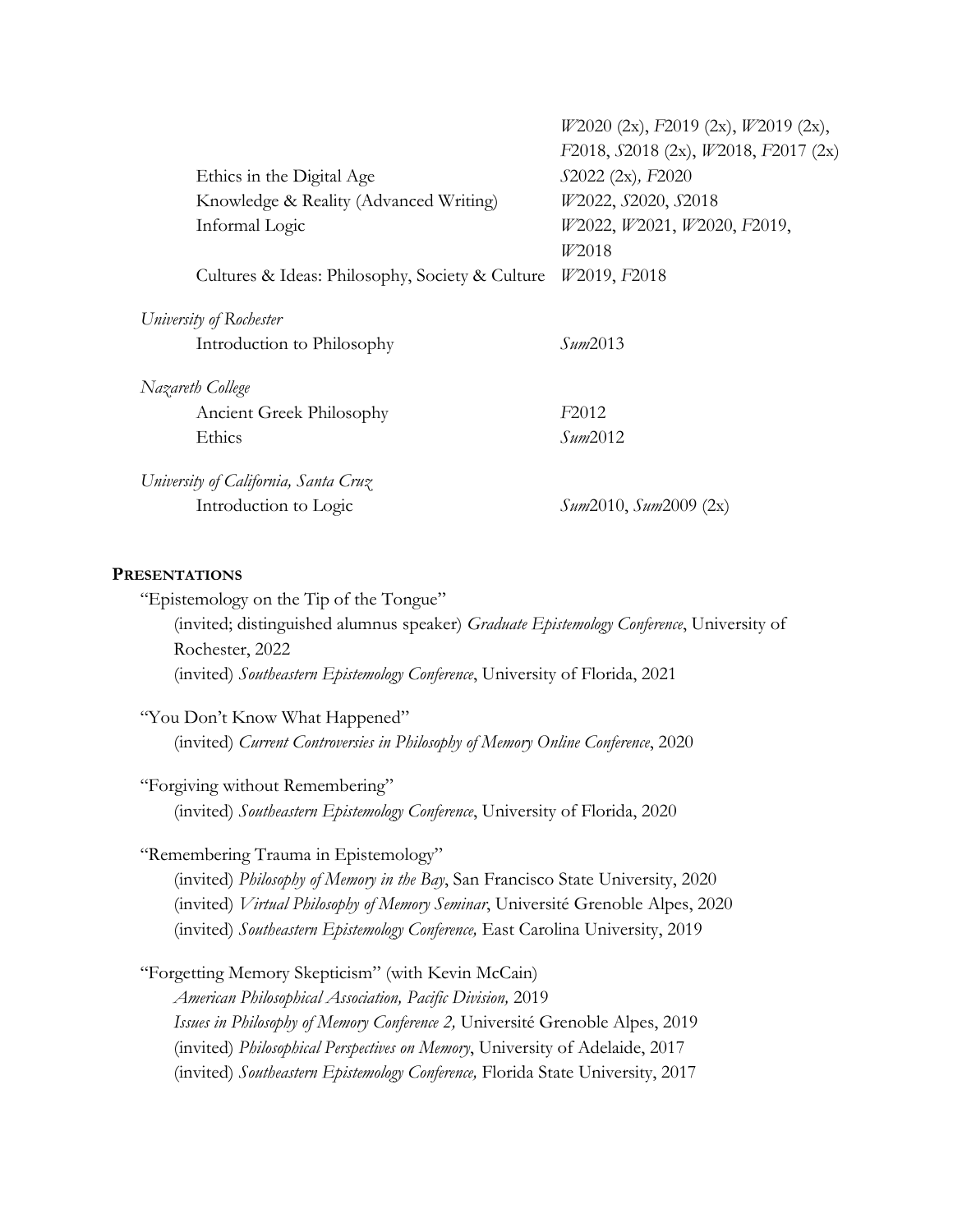| | |
|---|---|
| | *W*2020 (2x), *F*2019 (2x), *W*2019 (2x), *F*2018, *S*2018 (2x), *W*2018, *F*2017 (2x) |
| Ethics in the Digital Age | *S*2022 (2x), *F*2020 |
| Knowledge & Reality (Advanced Writing) | *W*2022, *S*2020, *S*2018 |
| Informal Logic | *W*2022, *W*2021, *W*2020, *F*2019, *W*2018 |
| Cultures & Ideas: Philosophy, Society & Culture | *W*2019, *F*2018 |

*University of Rochester*

| | |
|---|---|
| Introduction to Philosophy | *Sum*2013 |

*Nazareth College*

| | |
|---|---|
| Ancient Greek Philosophy | *F*2012 |
| Ethics | *Sum*2012 |

*University of California, Santa Cruz*

| | |
|---|---|
| Introduction to Logic | *Sum*2010, *Sum*2009 (2x) |

## PRESENTATIONS

"Epistemology on the Tip of the Tongue"
- (invited; distinguished alumnus speaker) *Graduate Epistemology Conference*, University of Rochester, 2022
- (invited) *Southeastern Epistemology Conference*, University of Florida, 2021

"You Don't Know What Happened"
- (invited) *Current Controversies in Philosophy of Memory Online Conference*, 2020

"Forgiving without Remembering"
- (invited) *Southeastern Epistemology Conference*, University of Florida, 2020

"Remembering Trauma in Epistemology"
- (invited) *Philosophy of Memory in the Bay*, San Francisco State University, 2020
- (invited) *Virtual Philosophy of Memory Seminar*, Université Grenoble Alpes, 2020
- (invited) *Southeastern Epistemology Conference,* East Carolina University, 2019

"Forgetting Memory Skepticism" (with Kevin McCain)
- *American Philosophical Association, Pacific Division,* 2019
- *Issues in Philosophy of Memory Conference 2,* Université Grenoble Alpes, 2019
- (invited) *Philosophical Perspectives on Memory*, University of Adelaide, 2017
- (invited) *Southeastern Epistemology Conference,* Florida State University, 2017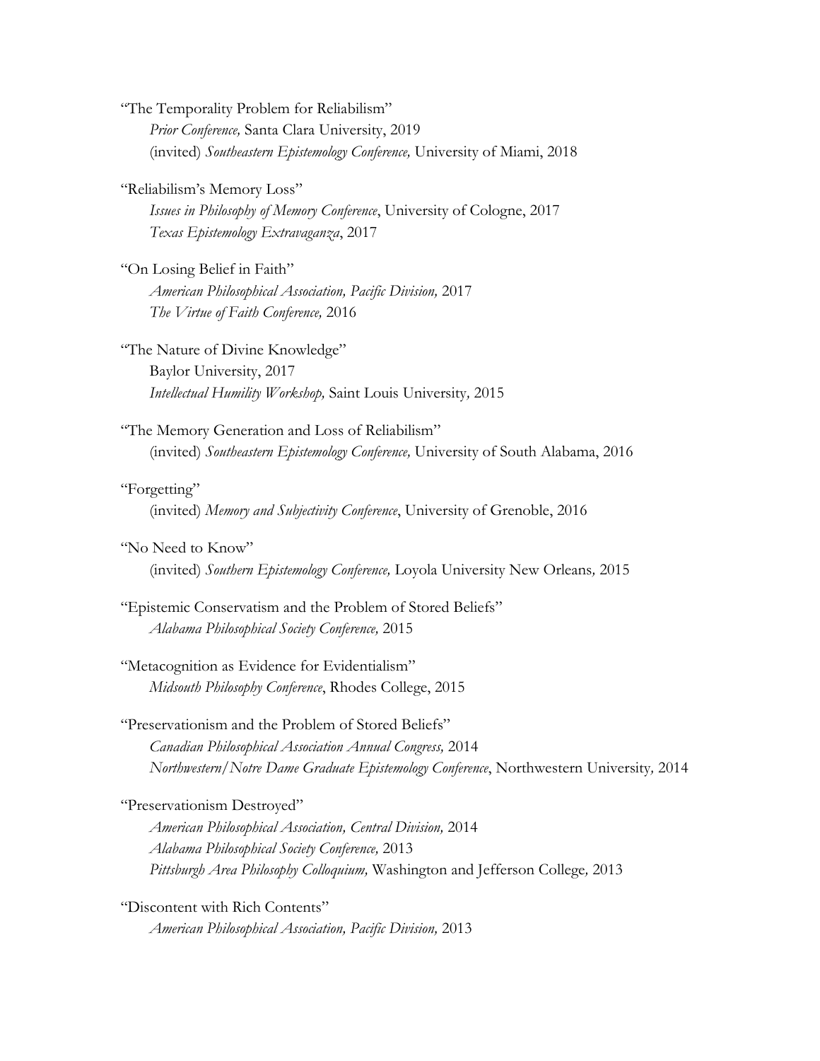"The Temporality Problem for Reliabilism"
*Prior Conference,* Santa Clara University, 2019
(invited) *Southeastern Epistemology Conference,* University of Miami, 2018

"Reliabilism's Memory Loss"
*Issues in Philosophy of Memory Conference*, University of Cologne, 2017
*Texas Epistemology Extravaganza*, 2017

"On Losing Belief in Faith"
*American Philosophical Association, Pacific Division,* 2017
*The Virtue of Faith Conference,* 2016

"The Nature of Divine Knowledge"
Baylor University, 2017
*Intellectual Humility Workshop,* Saint Louis University, 2015

"The Memory Generation and Loss of Reliabilism"
(invited) *Southeastern Epistemology Conference,* University of South Alabama, 2016

"Forgetting"
(invited) *Memory and Subjectivity Conference*, University of Grenoble, 2016

"No Need to Know"
(invited) *Southern Epistemology Conference,* Loyola University New Orleans, 2015

"Epistemic Conservatism and the Problem of Stored Beliefs"
*Alabama Philosophical Society Conference,* 2015

"Metacognition as Evidence for Evidentialism"
*Midsouth Philosophy Conference*, Rhodes College, 2015

"Preservationism and the Problem of Stored Beliefs"
*Canadian Philosophical Association Annual Congress,* 2014
*Northwestern/Notre Dame Graduate Epistemology Conference*, Northwestern University, 2014

"Preservationism Destroyed"
*American Philosophical Association, Central Division,* 2014
*Alabama Philosophical Society Conference,* 2013
*Pittsburgh Area Philosophy Colloquium,* Washington and Jefferson College, 2013

"Discontent with Rich Contents"
*American Philosophical Association, Pacific Division,* 2013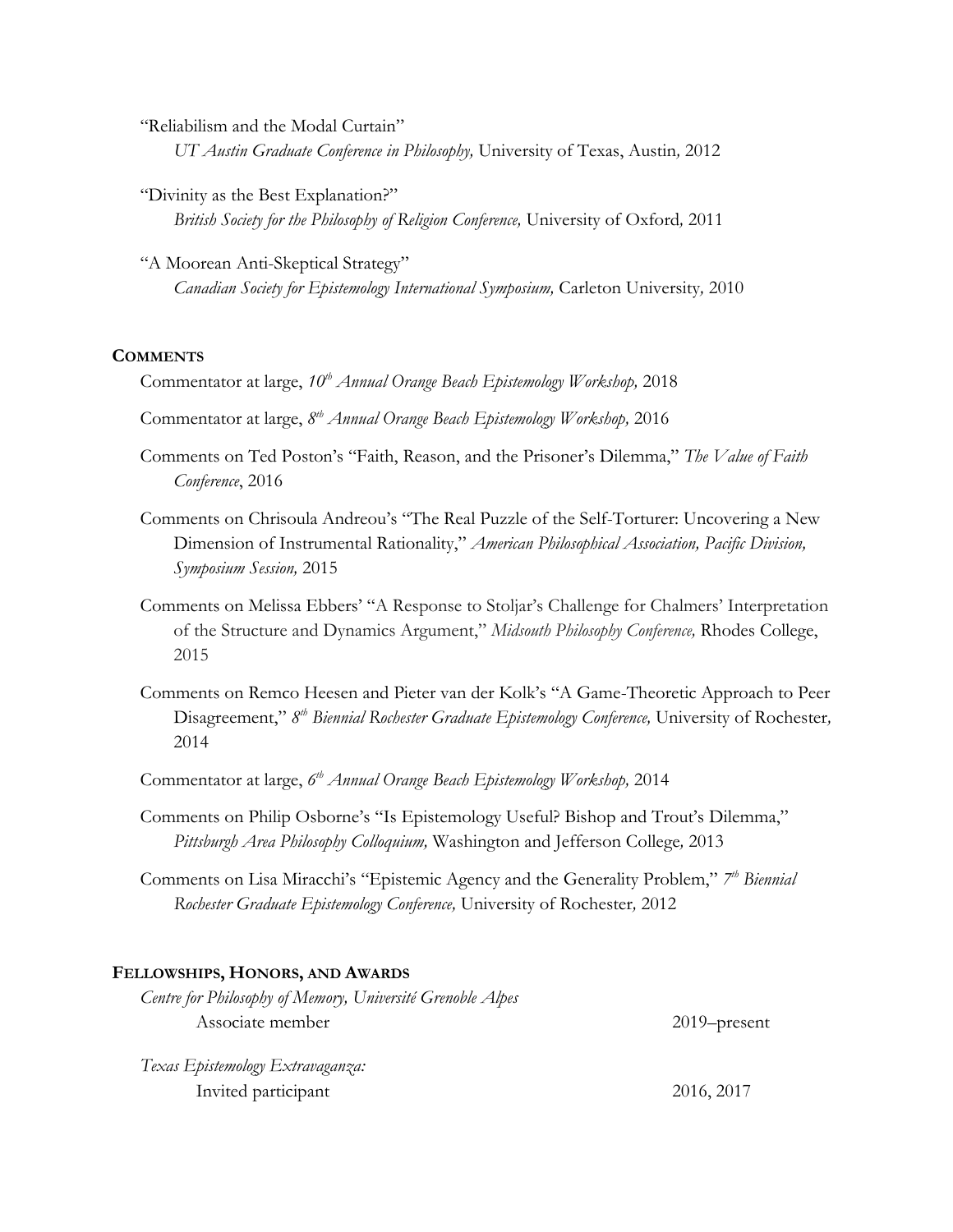"Reliabilism and the Modal Curtain"
*UT Austin Graduate Conference in Philosophy,* University of Texas, Austin*,* 2012

"Divinity as the Best Explanation?"
*British Society for the Philosophy of Religion Conference,* University of Oxford*,* 2011

"A Moorean Anti-Skeptical Strategy"
*Canadian Society for Epistemology International Symposium,* Carleton University*,* 2010

## COMMENTS

Commentator at large, *10th Annual Orange Beach Epistemology Workshop,* 2018

Commentator at large, *8th Annual Orange Beach Epistemology Workshop,* 2016

Comments on Ted Poston's "Faith, Reason, and the Prisoner's Dilemma," *The Value of Faith Conference*, 2016

Comments on Chrisoula Andreou's "The Real Puzzle of the Self-Torturer: Uncovering a New Dimension of Instrumental Rationality," *American Philosophical Association, Pacific Division, Symposium Session,* 2015

Comments on Melissa Ebbers' "A Response to Stoljar's Challenge for Chalmers' Interpretation of the Structure and Dynamics Argument," *Midsouth Philosophy Conference,* Rhodes College, 2015

Comments on Remco Heesen and Pieter van der Kolk's "A Game-Theoretic Approach to Peer Disagreement," *8th Biennial Rochester Graduate Epistemology Conference,* University of Rochester*,* 2014

Commentator at large, *6th Annual Orange Beach Epistemology Workshop,* 2014

Comments on Philip Osborne's "Is Epistemology Useful? Bishop and Trout's Dilemma," *Pittsburgh Area Philosophy Colloquium,* Washington and Jefferson College*,* 2013

Comments on Lisa Miracchi's "Epistemic Agency and the Generality Problem," *7th Biennial Rochester Graduate Epistemology Conference,* University of Rochester*,* 2012

## FELLOWSHIPS, HONORS, AND AWARDS

*Centre for Philosophy of Memory, Université Grenoble Alpes*
Associate member — 2019–present

*Texas Epistemology Extravaganza:*
Invited participant — 2016, 2017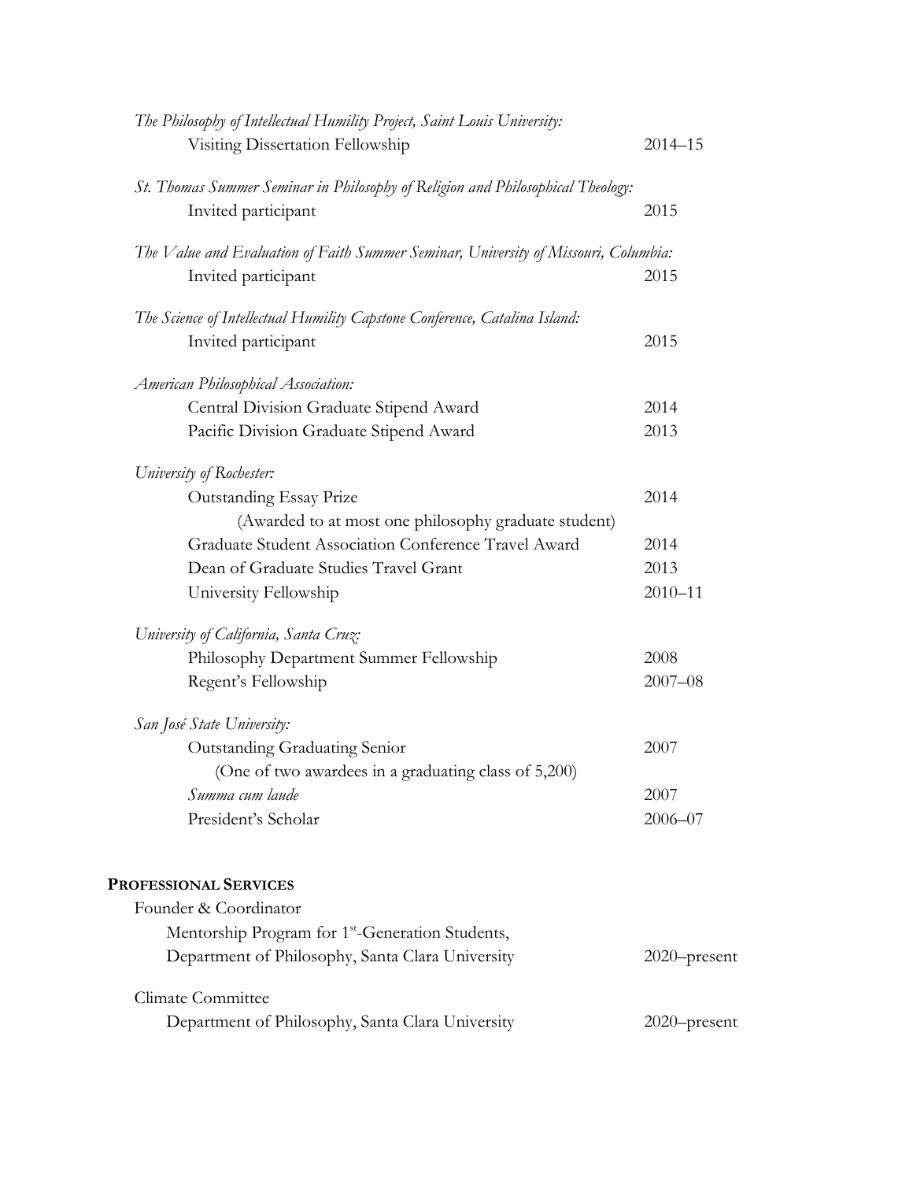*The Philosophy of Intellectual Humility Project, Saint Louis University:*
Visiting Dissertation Fellowship — 2014–15

*St. Thomas Summer Seminar in Philosophy of Religion and Philosophical Theology:*
Invited participant — 2015

*The Value and Evaluation of Faith Summer Seminar, University of Missouri, Columbia:*
Invited participant — 2015

*The Science of Intellectual Humility Capstone Conference, Catalina Island:*
Invited participant — 2015

*American Philosophical Association:*
- Central Division Graduate Stipend Award — 2014
- Pacific Division Graduate Stipend Award — 2013

*University of Rochester:*
- Outstanding Essay Prize — 2014
  (Awarded to at most one philosophy graduate student)
- Graduate Student Association Conference Travel Award — 2014
- Dean of Graduate Studies Travel Grant — 2013
- University Fellowship — 2010–11

*University of California, Santa Cruz:*
- Philosophy Department Summer Fellowship — 2008
- Regent's Fellowship — 2007–08

*San José State University:*
- Outstanding Graduating Senior — 2007
  (One of two awardees in a graduating class of 5,200)
- *Summa cum laude* — 2007
- President's Scholar — 2006–07

## PROFESSIONAL SERVICES

Founder & Coordinator
Mentorship Program for 1st-Generation Students,
Department of Philosophy, Santa Clara University — 2020–present

Climate Committee
Department of Philosophy, Santa Clara University — 2020–present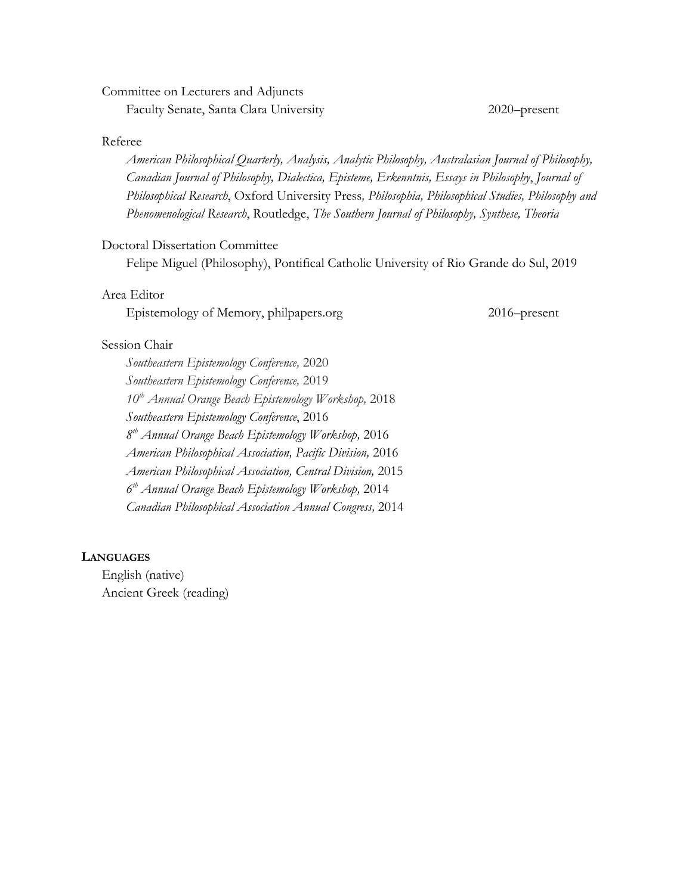Committee on Lecturers and Adjuncts
Faculty Senate, Santa Clara University 2020–present

Referee
*American Philosophical Quarterly, Analysis, Analytic Philosophy, Australasian Journal of Philosophy, Canadian Journal of Philosophy, Dialectica, Episteme, Erkenntnis, Essays in Philosophy*, *Journal of Philosophical Research*, Oxford University Press*, Philosophia, Philosophical Studies, Philosophy and Phenomenological Research*, Routledge, *The Southern Journal of Philosophy, Synthese, Theoria*

Doctoral Dissertation Committee
Felipe Miguel (Philosophy), Pontifical Catholic University of Rio Grande do Sul, 2019

Area Editor
Epistemology of Memory, philpapers.org 2016–present

Session Chair
*Southeastern Epistemology Conference,* 2020
*Southeastern Epistemology Conference,* 2019
*10th Annual Orange Beach Epistemology Workshop,* 2018
*Southeastern Epistemology Conference*, 2016
*8th Annual Orange Beach Epistemology Workshop,* 2016
*American Philosophical Association, Pacific Division,* 2016
*American Philosophical Association, Central Division,* 2015
*6th Annual Orange Beach Epistemology Workshop,* 2014
*Canadian Philosophical Association Annual Congress,* 2014

## LANGUAGES

English (native)
Ancient Greek (reading)